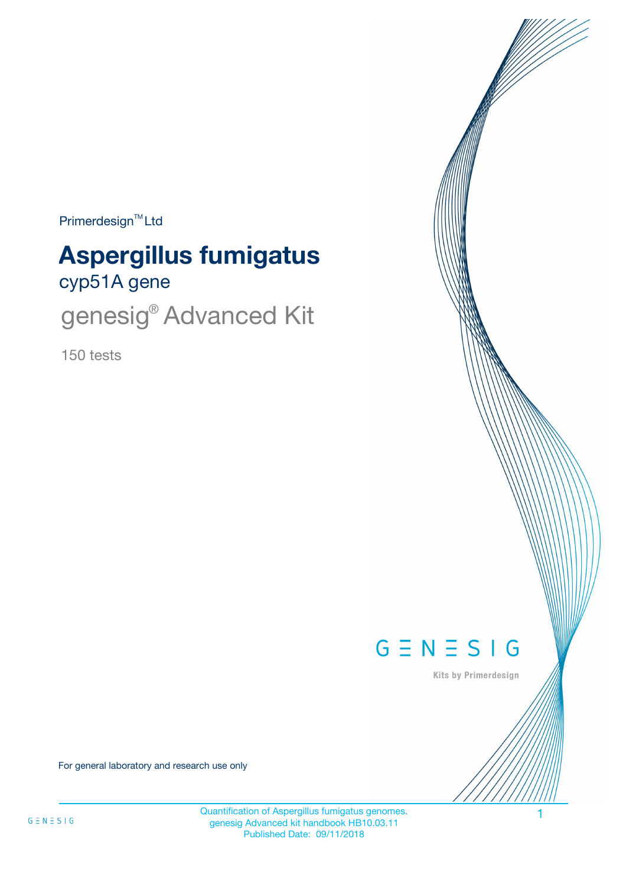Primerdesign™ Ltd

# Aspergillus fumigatus

## cyp51A gene

## genesig® Advanced Kit

150 tests

GENESIG

Kits by Primerdesign

For general laboratory and research use only

Quantification of Aspergillus fumigatus genomes.
genesig Advanced kit handbook HB10.03.11
Published Date: 09/11/2018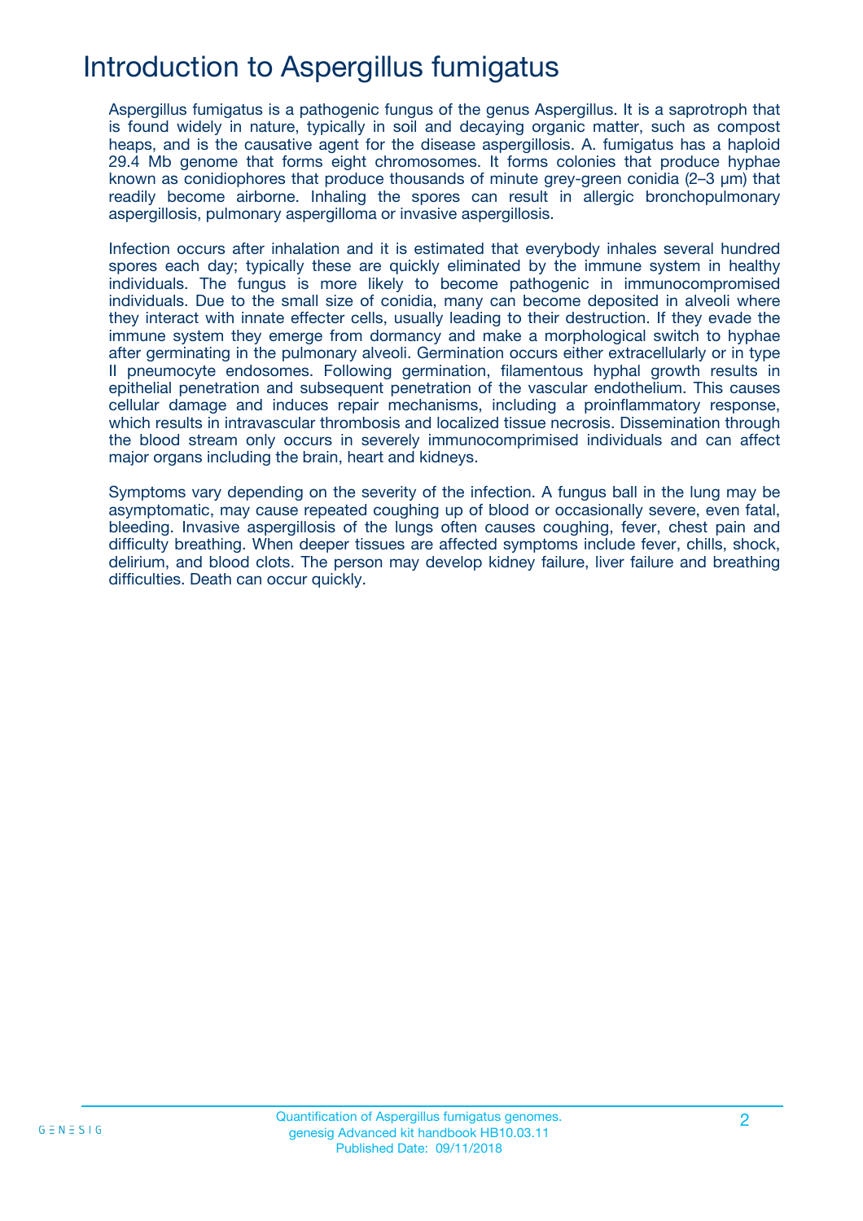# Introduction to Aspergillus fumigatus

Aspergillus fumigatus is a pathogenic fungus of the genus Aspergillus. It is a saprotroph that is found widely in nature, typically in soil and decaying organic matter, such as compost heaps, and is the causative agent for the disease aspergillosis. A. fumigatus has a haploid 29.4 Mb genome that forms eight chromosomes. It forms colonies that produce hyphae known as conidiophores that produce thousands of minute grey-green conidia (2–3 μm) that readily become airborne. Inhaling the spores can result in allergic bronchopulmonary aspergillosis, pulmonary aspergilloma or invasive aspergillosis.

Infection occurs after inhalation and it is estimated that everybody inhales several hundred spores each day; typically these are quickly eliminated by the immune system in healthy individuals. The fungus is more likely to become pathogenic in immunocompromised individuals. Due to the small size of conidia, many can become deposited in alveoli where they interact with innate effecter cells, usually leading to their destruction. If they evade the immune system they emerge from dormancy and make a morphological switch to hyphae after germinating in the pulmonary alveoli. Germination occurs either extracellularly or in type II pneumocyte endosomes. Following germination, filamentous hyphal growth results in epithelial penetration and subsequent penetration of the vascular endothelium. This causes cellular damage and induces repair mechanisms, including a proinflammatory response, which results in intravascular thrombosis and localized tissue necrosis. Dissemination through the blood stream only occurs in severely immunocomprimised individuals and can affect major organs including the brain, heart and kidneys.

Symptoms vary depending on the severity of the infection. A fungus ball in the lung may be asymptomatic, may cause repeated coughing up of blood or occasionally severe, even fatal, bleeding. Invasive aspergillosis of the lungs often causes coughing, fever, chest pain and difficulty breathing. When deeper tissues are affected symptoms include fever, chills, shock, delirium, and blood clots. The person may develop kidney failure, liver failure and breathing difficulties. Death can occur quickly.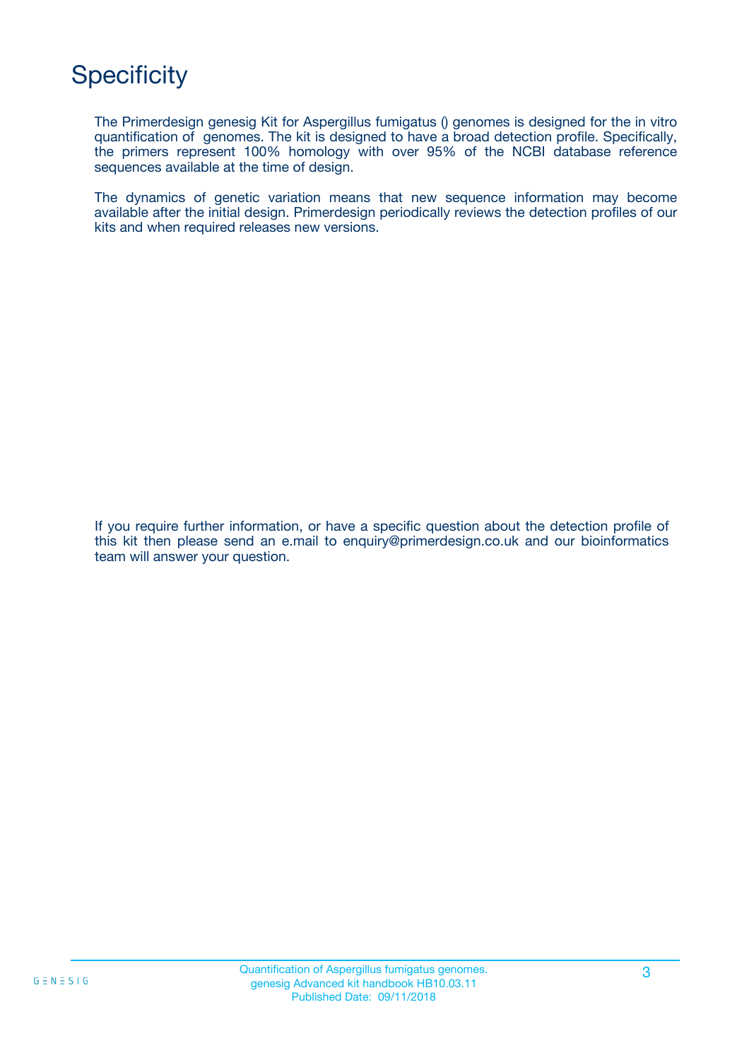# Specificity

The Primerdesign genesig Kit for Aspergillus fumigatus () genomes is designed for the in vitro quantification of  genomes. The kit is designed to have a broad detection profile. Specifically, the primers represent 100% homology with over 95% of the NCBI database reference sequences available at the time of design.

The dynamics of genetic variation means that new sequence information may become available after the initial design. Primerdesign periodically reviews the detection profiles of our kits and when required releases new versions.

If you require further information, or have a specific question about the detection profile of this kit then please send an e.mail to enquiry@primerdesign.co.uk and our bioinformatics team will answer your question.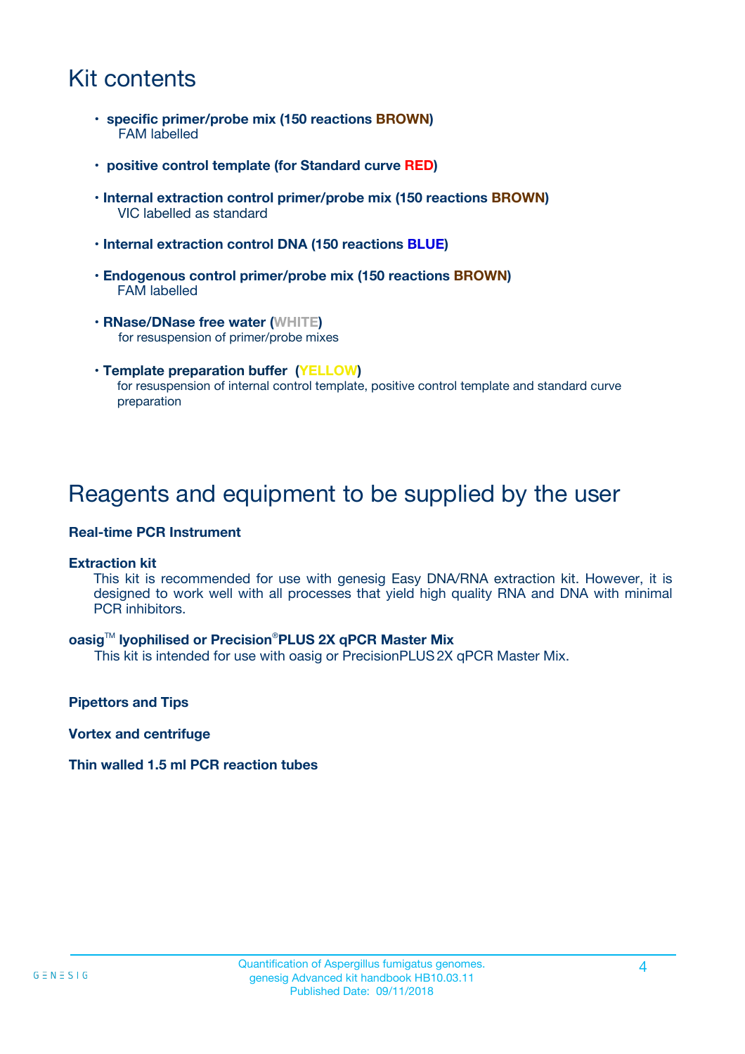# Kit contents

- **specific primer/probe mix (150 reactions BROWN)**
  FAM labelled

- **positive control template (for Standard curve RED)**

- **Internal extraction control primer/probe mix (150 reactions BROWN)**
  VIC labelled as standard

- **Internal extraction control DNA (150 reactions BLUE)**

- **Endogenous control primer/probe mix (150 reactions BROWN)**
  FAM labelled

- **RNase/DNase free water (WHITE)**
  for resuspension of primer/probe mixes

- **Template preparation buffer (YELLOW)**
  for resuspension of internal control template, positive control template and standard curve preparation

# Reagents and equipment to be supplied by the user

**Real-time PCR Instrument**

**Extraction kit**

This kit is recommended for use with genesig Easy DNA/RNA extraction kit. However, it is designed to work well with all processes that yield high quality RNA and DNA with minimal PCR inhibitors.

**oasig™ lyophilised or Precision®PLUS 2X qPCR Master Mix**

This kit is intended for use with oasig or PrecisionPLUS 2X qPCR Master Mix.

**Pipettors and Tips**

**Vortex and centrifuge**

**Thin walled 1.5 ml PCR reaction tubes**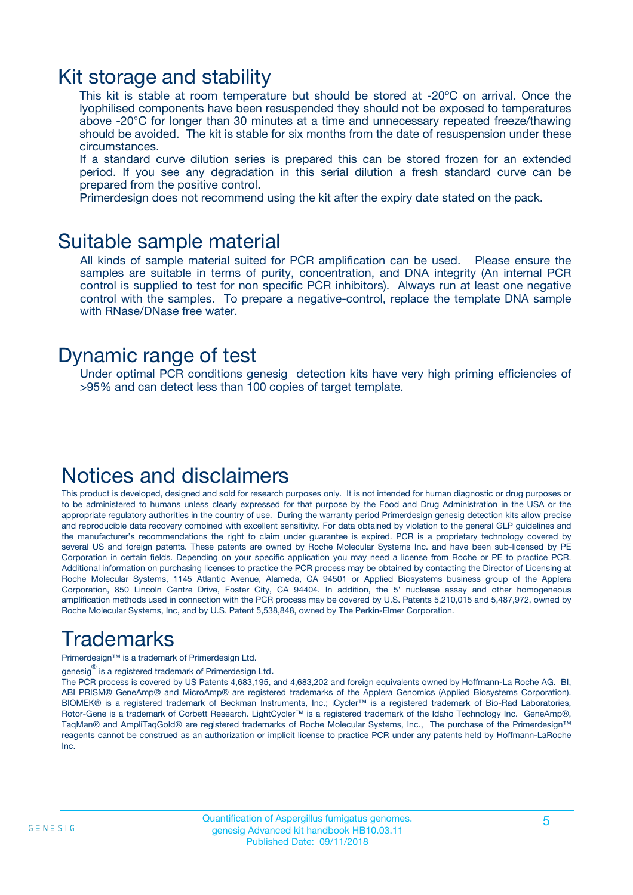# Kit storage and stability

This kit is stable at room temperature but should be stored at -20ºC on arrival. Once the lyophilised components have been resuspended they should not be exposed to temperatures above -20°C for longer than 30 minutes at a time and unnecessary repeated freeze/thawing should be avoided. The kit is stable for six months from the date of resuspension under these circumstances.

If a standard curve dilution series is prepared this can be stored frozen for an extended period. If you see any degradation in this serial dilution a fresh standard curve can be prepared from the positive control.

Primerdesign does not recommend using the kit after the expiry date stated on the pack.

# Suitable sample material

All kinds of sample material suited for PCR amplification can be used. Please ensure the samples are suitable in terms of purity, concentration, and DNA integrity (An internal PCR control is supplied to test for non specific PCR inhibitors). Always run at least one negative control with the samples. To prepare a negative-control, replace the template DNA sample with RNase/DNase free water.

# Dynamic range of test

Under optimal PCR conditions genesig detection kits have very high priming efficiencies of >95% and can detect less than 100 copies of target template.

# Notices and disclaimers

This product is developed, designed and sold for research purposes only. It is not intended for human diagnostic or drug purposes or to be administered to humans unless clearly expressed for that purpose by the Food and Drug Administration in the USA or the appropriate regulatory authorities in the country of use. During the warranty period Primerdesign genesig detection kits allow precise and reproducible data recovery combined with excellent sensitivity. For data obtained by violation to the general GLP guidelines and the manufacturer's recommendations the right to claim under guarantee is expired. PCR is a proprietary technology covered by several US and foreign patents. These patents are owned by Roche Molecular Systems Inc. and have been sub-licensed by PE Corporation in certain fields. Depending on your specific application you may need a license from Roche or PE to practice PCR. Additional information on purchasing licenses to practice the PCR process may be obtained by contacting the Director of Licensing at Roche Molecular Systems, 1145 Atlantic Avenue, Alameda, CA 94501 or Applied Biosystems business group of the Applera Corporation, 850 Lincoln Centre Drive, Foster City, CA 94404. In addition, the 5' nuclease assay and other homogeneous amplification methods used in connection with the PCR process may be covered by U.S. Patents 5,210,015 and 5,487,972, owned by Roche Molecular Systems, Inc, and by U.S. Patent 5,538,848, owned by The Perkin-Elmer Corporation.

# Trademarks

Primerdesign™ is a trademark of Primerdesign Ltd.

genesig® is a registered trademark of Primerdesign Ltd.

The PCR process is covered by US Patents 4,683,195, and 4,683,202 and foreign equivalents owned by Hoffmann-La Roche AG. BI, ABI PRISM® GeneAmp® and MicroAmp® are registered trademarks of the Applera Genomics (Applied Biosystems Corporation). BIOMEK® is a registered trademark of Beckman Instruments, Inc.; iCycler™ is a registered trademark of Bio-Rad Laboratories, Rotor-Gene is a trademark of Corbett Research. LightCycler™ is a registered trademark of the Idaho Technology Inc. GeneAmp®, TaqMan® and AmpliTaqGold® are registered trademarks of Roche Molecular Systems, Inc., The purchase of the Primerdesign™ reagents cannot be construed as an authorization or implicit license to practice PCR under any patents held by Hoffmann-LaRoche Inc.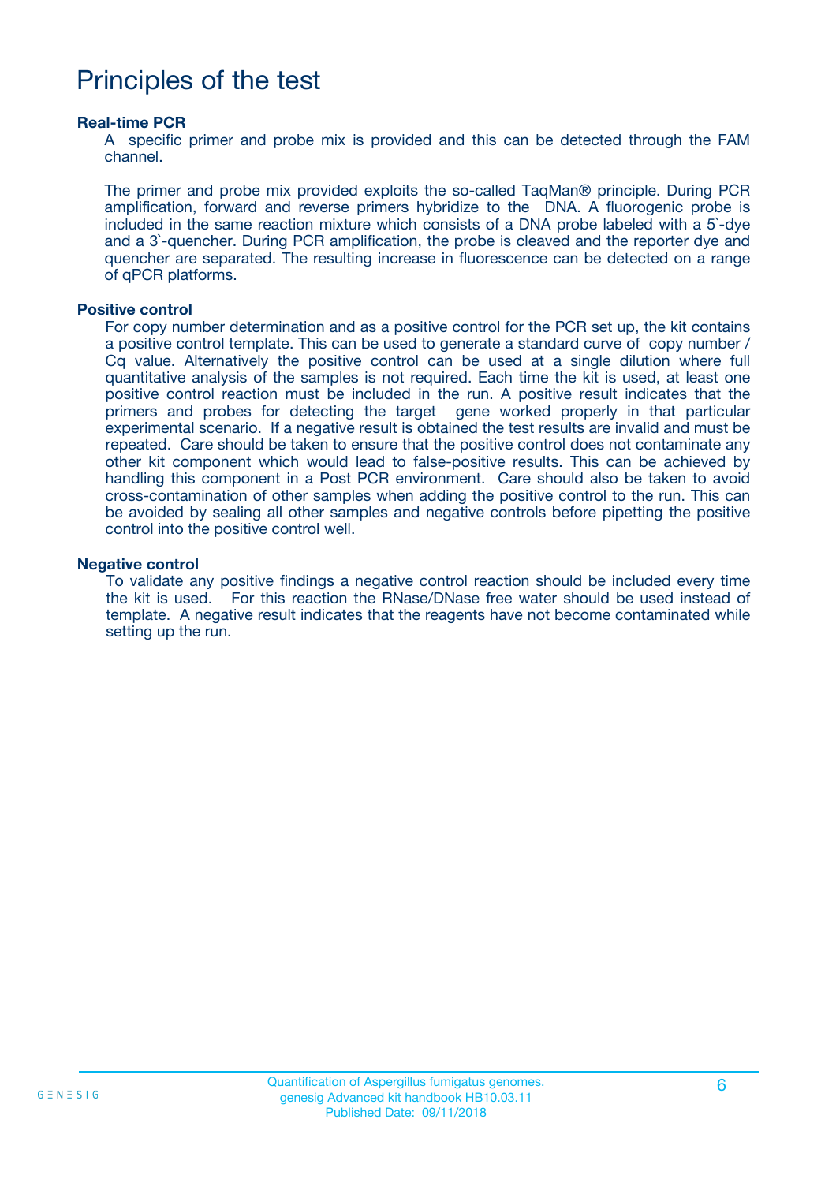# Principles of the test

### Real-time PCR

A specific primer and probe mix is provided and this can be detected through the FAM channel.

The primer and probe mix provided exploits the so-called TaqMan® principle. During PCR amplification, forward and reverse primers hybridize to the DNA. A fluorogenic probe is included in the same reaction mixture which consists of a DNA probe labeled with a 5`-dye and a 3`-quencher. During PCR amplification, the probe is cleaved and the reporter dye and quencher are separated. The resulting increase in fluorescence can be detected on a range of qPCR platforms.

### Positive control

For copy number determination and as a positive control for the PCR set up, the kit contains a positive control template. This can be used to generate a standard curve of copy number / Cq value. Alternatively the positive control can be used at a single dilution where full quantitative analysis of the samples is not required. Each time the kit is used, at least one positive control reaction must be included in the run. A positive result indicates that the primers and probes for detecting the target gene worked properly in that particular experimental scenario. If a negative result is obtained the test results are invalid and must be repeated. Care should be taken to ensure that the positive control does not contaminate any other kit component which would lead to false-positive results. This can be achieved by handling this component in a Post PCR environment. Care should also be taken to avoid cross-contamination of other samples when adding the positive control to the run. This can be avoided by sealing all other samples and negative controls before pipetting the positive control into the positive control well.

### Negative control

To validate any positive findings a negative control reaction should be included every time the kit is used. For this reaction the RNase/DNase free water should be used instead of template. A negative result indicates that the reagents have not become contaminated while setting up the run.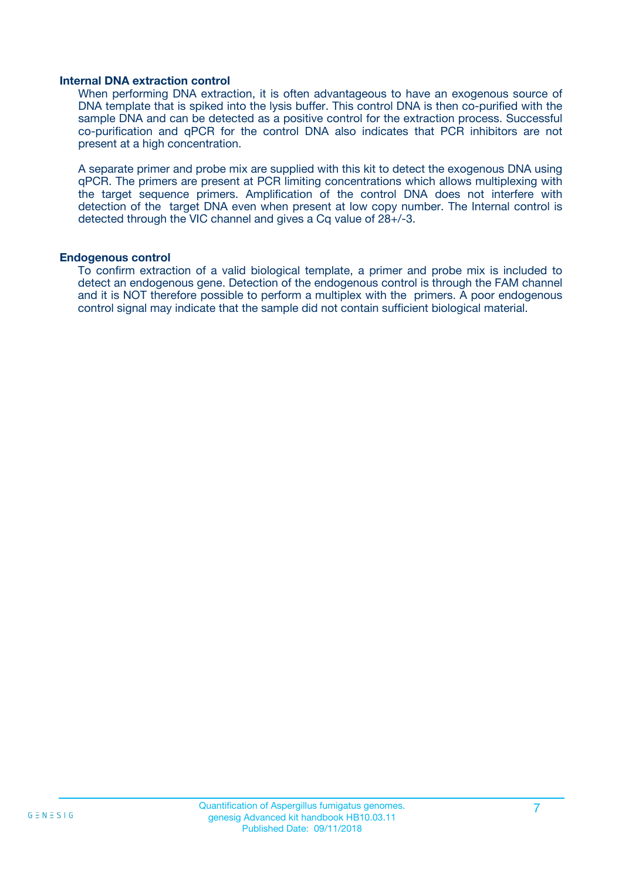### Internal DNA extraction control

When performing DNA extraction, it is often advantageous to have an exogenous source of DNA template that is spiked into the lysis buffer. This control DNA is then co-purified with the sample DNA and can be detected as a positive control for the extraction process. Successful co-purification and qPCR for the control DNA also indicates that PCR inhibitors are not present at a high concentration.

A separate primer and probe mix are supplied with this kit to detect the exogenous DNA using qPCR. The primers are present at PCR limiting concentrations which allows multiplexing with the target sequence primers. Amplification of the control DNA does not interfere with detection of the  target DNA even when present at low copy number. The Internal control is detected through the VIC channel and gives a Cq value of 28+/-3.

### Endogenous control

To confirm extraction of a valid biological template, a primer and probe mix is included to detect an endogenous gene. Detection of the endogenous control is through the FAM channel and it is NOT therefore possible to perform a multiplex with the  primers. A poor endogenous control signal may indicate that the sample did not contain sufficient biological material.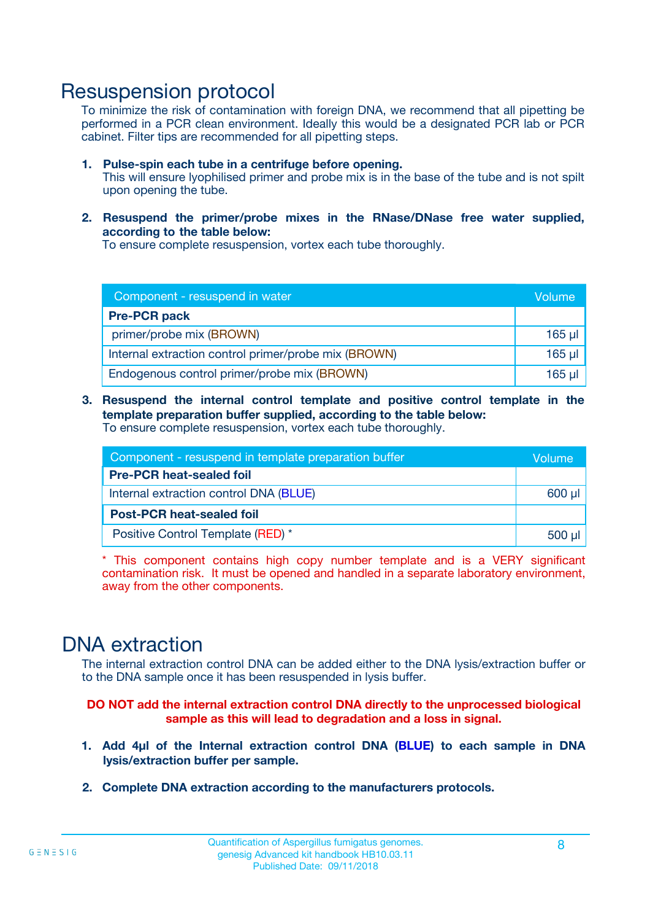# Resuspension protocol

To minimize the risk of contamination with foreign DNA, we recommend that all pipetting be performed in a PCR clean environment. Ideally this would be a designated PCR lab or PCR cabinet. Filter tips are recommended for all pipetting steps.

1. **Pulse-spin each tube in a centrifuge before opening.**
   This will ensure lyophilised primer and probe mix is in the base of the tube and is not spilt upon opening the tube.

2. **Resuspend the primer/probe mixes in the RNase/DNase free water supplied, according to the table below:**
   To ensure complete resuspension, vortex each tube thoroughly.

| Component - resuspend in water | Volume |
|---|---|
| **Pre-PCR pack** | |
| primer/probe mix (BROWN) | 165 µl |
| Internal extraction control primer/probe mix (BROWN) | 165 µl |
| Endogenous control primer/probe mix (BROWN) | 165 µl |

3. **Resuspend the internal control template and positive control template in the template preparation buffer supplied, according to the table below:**
   To ensure complete resuspension, vortex each tube thoroughly.

| Component - resuspend in template preparation buffer | Volume |
|---|---|
| **Pre-PCR heat-sealed foil** | |
| Internal extraction control DNA (BLUE) | 600 µl |
| **Post-PCR heat-sealed foil** | |
| Positive Control Template (RED) * | 500 µl |

\* This component contains high copy number template and is a VERY significant contamination risk. It must be opened and handled in a separate laboratory environment, away from the other components.

# DNA extraction

The internal extraction control DNA can be added either to the DNA lysis/extraction buffer or to the DNA sample once it has been resuspended in lysis buffer.

**DO NOT add the internal extraction control DNA directly to the unprocessed biological sample as this will lead to degradation and a loss in signal.**

1. **Add 4µl of the Internal extraction control DNA (BLUE) to each sample in DNA lysis/extraction buffer per sample.**

2. **Complete DNA extraction according to the manufacturers protocols.**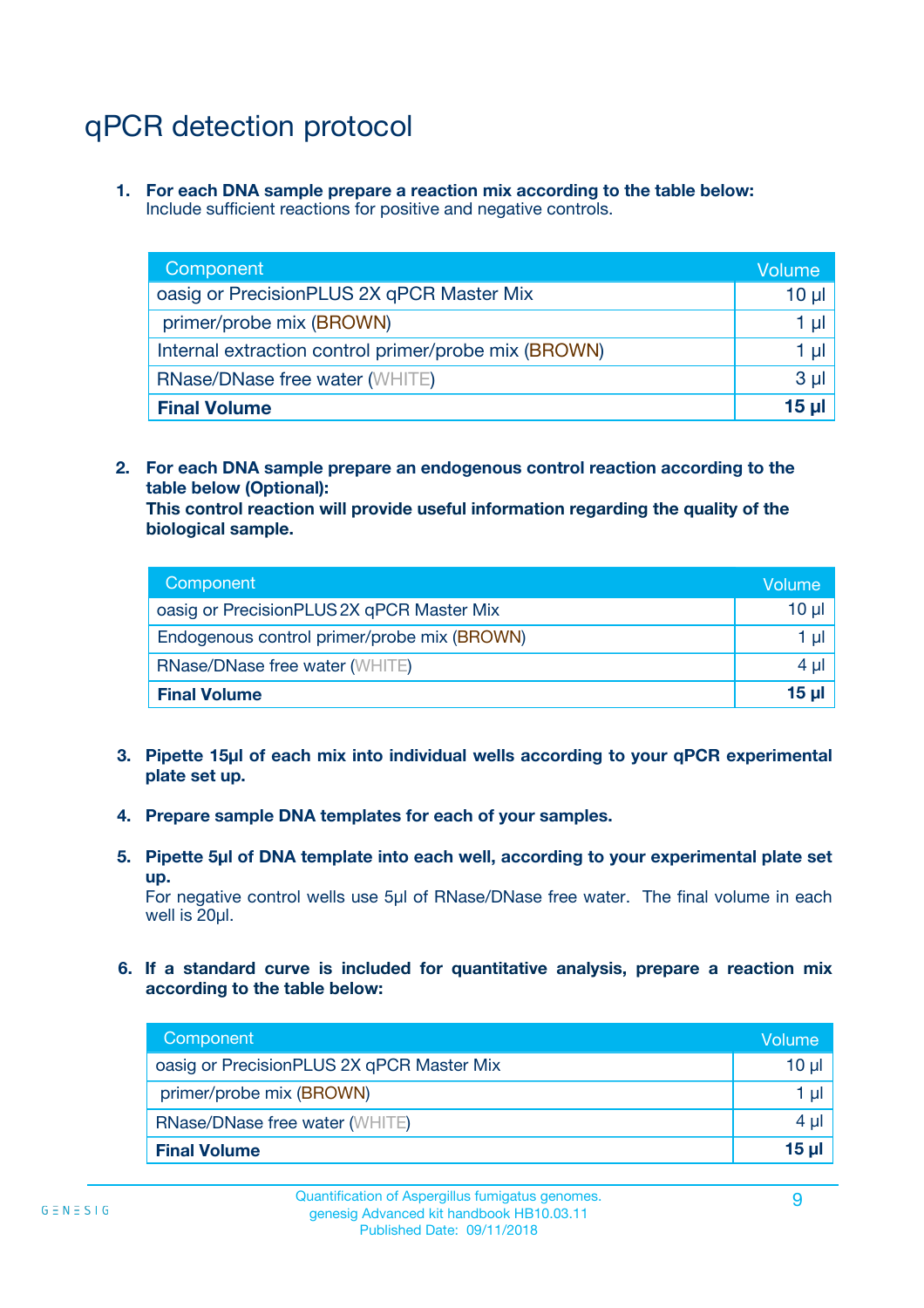# qPCR detection protocol

1. **For each DNA sample prepare a reaction mix according to the table below:**
   Include sufficient reactions for positive and negative controls.

| Component | Volume |
|---|---|
| oasig or PrecisionPLUS 2X qPCR Master Mix | 10 µl |
| primer/probe mix (BROWN) | 1 µl |
| Internal extraction control primer/probe mix (BROWN) | 1 µl |
| RNase/DNase free water (WHITE) | 3 µl |
| **Final Volume** | **15 µl** |

2. **For each DNA sample prepare an endogenous control reaction according to the table below (Optional):**
   **This control reaction will provide useful information regarding the quality of the biological sample.**

| Component | Volume |
|---|---|
| oasig or PrecisionPLUS 2X qPCR Master Mix | 10 µl |
| Endogenous control primer/probe mix (BROWN) | 1 µl |
| RNase/DNase free water (WHITE) | 4 µl |
| **Final Volume** | **15 µl** |

3. **Pipette 15µl of each mix into individual wells according to your qPCR experimental plate set up.**

4. **Prepare sample DNA templates for each of your samples.**

5. **Pipette 5µl of DNA template into each well, according to your experimental plate set up.**
   For negative control wells use 5µl of RNase/DNase free water. The final volume in each well is 20µl.

6. **If a standard curve is included for quantitative analysis, prepare a reaction mix according to the table below:**

| Component | Volume |
|---|---|
| oasig or PrecisionPLUS 2X qPCR Master Mix | 10 µl |
| primer/probe mix (BROWN) | 1 µl |
| RNase/DNase free water (WHITE) | 4 µl |
| **Final Volume** | **15 µl** |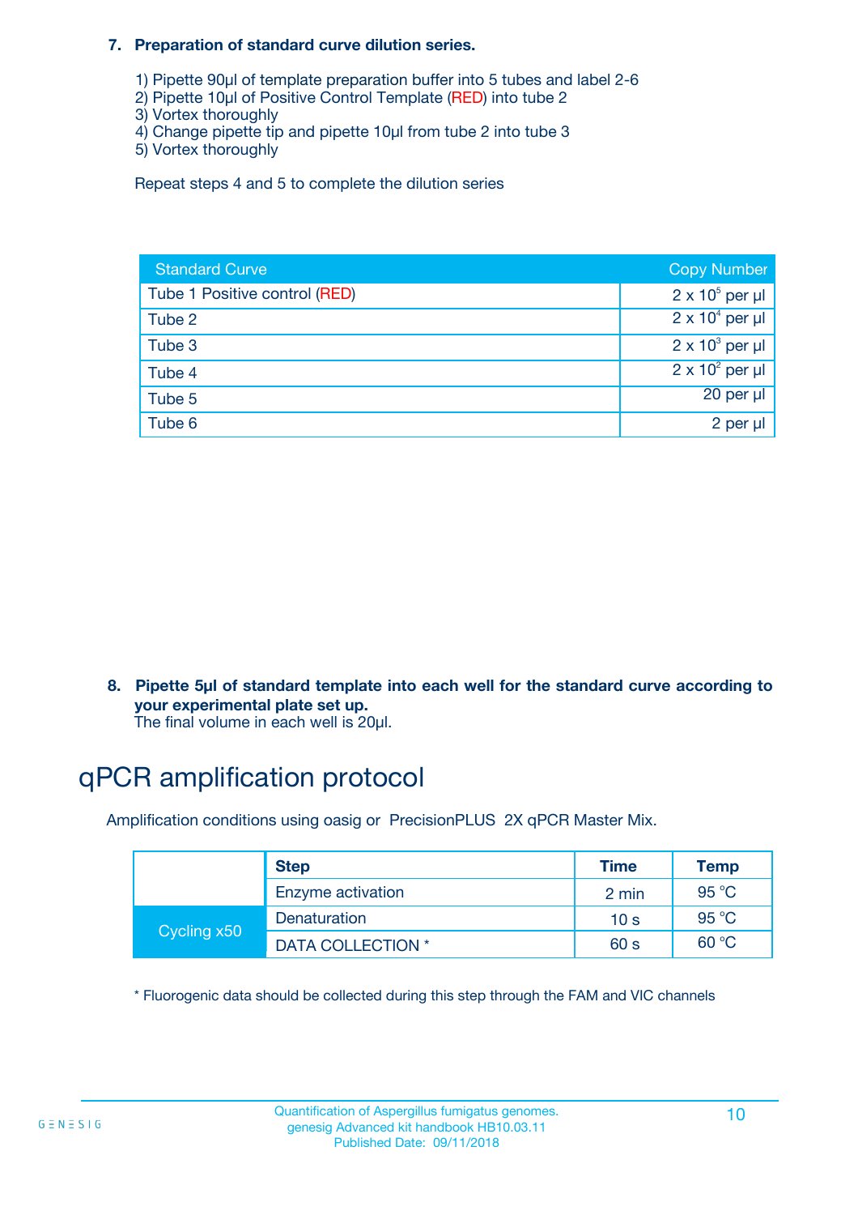**7. Preparation of standard curve dilution series.**

1) Pipette 90µl of template preparation buffer into 5 tubes and label 2-6
2) Pipette 10µl of Positive Control Template (RED) into tube 2
3) Vortex thoroughly
4) Change pipette tip and pipette 10µl from tube 2 into tube 3
5) Vortex thoroughly

Repeat steps 4 and 5 to complete the dilution series

| Standard Curve | Copy Number |
|---|---|
| Tube 1 Positive control (RED) | $2 \times 10^5$ per µl |
| Tube 2 | $2 \times 10^4$ per µl |
| Tube 3 | $2 \times 10^3$ per µl |
| Tube 4 | $2 \times 10^2$ per µl |
| Tube 5 | 20 per µl |
| Tube 6 | 2 per µl |

**8. Pipette 5µl of standard template into each well for the standard curve according to your experimental plate set up.**
The final volume in each well is 20µl.

# qPCR amplification protocol

Amplification conditions using oasig or PrecisionPLUS 2X qPCR Master Mix.

| | Step | Time | Temp |
|---|---|---|---|
| | Enzyme activation | 2 min | 95 °C |
| Cycling x50 | Denaturation | 10 s | 95 °C |
| | DATA COLLECTION * | 60 s | 60 °C |

* Fluorogenic data should be collected during this step through the FAM and VIC channels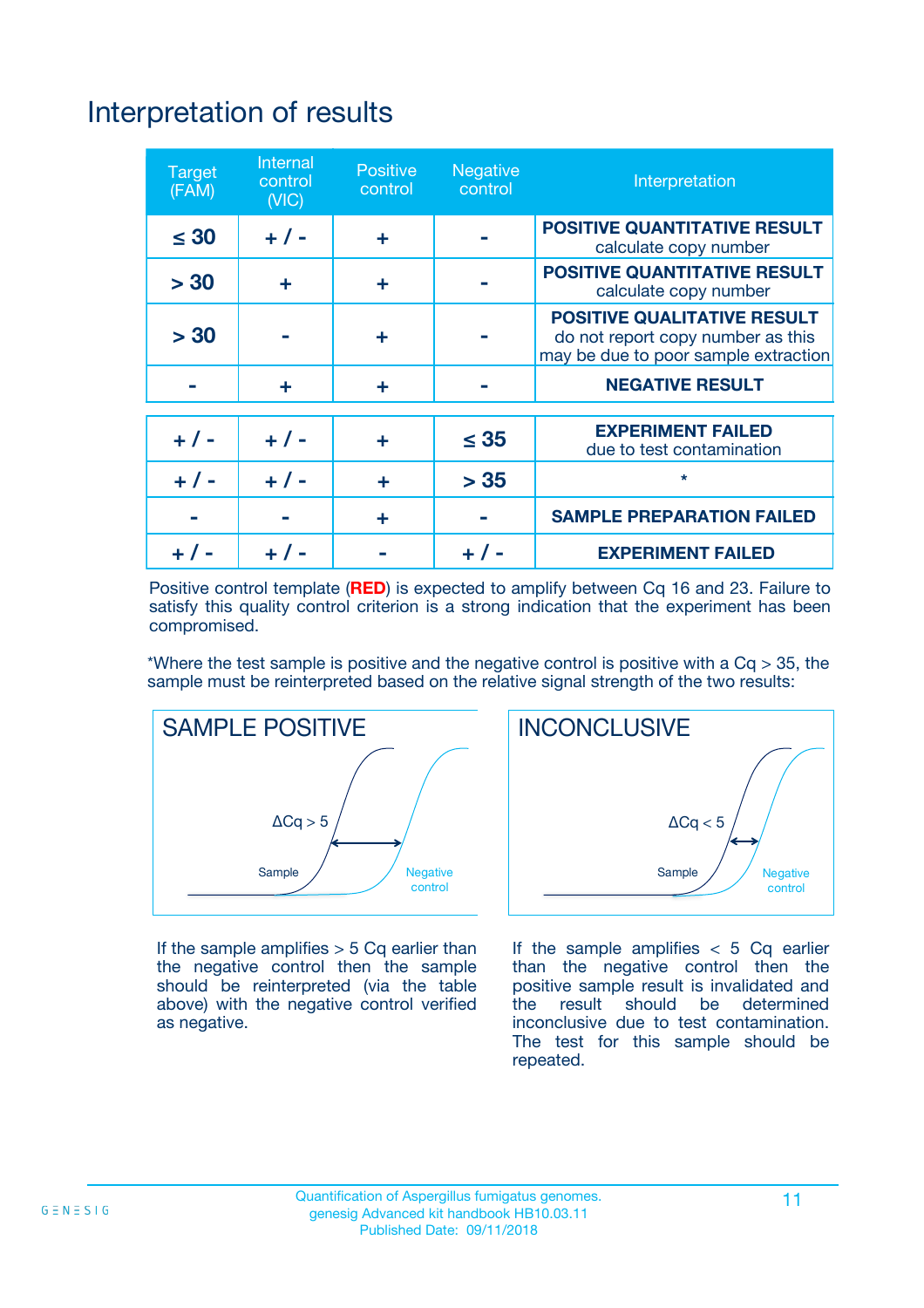# Interpretation of results

| Target (FAM) | Internal control (VIC) | Positive control | Negative control | Interpretation |
|---|---|---|---|---|
| ≤ 30 | + / - | + | - | **POSITIVE QUANTITATIVE RESULT** calculate copy number |
| > 30 | + | + | - | **POSITIVE QUANTITATIVE RESULT** calculate copy number |
| > 30 | - | + | - | **POSITIVE QUALITATIVE RESULT** do not report copy number as this may be due to poor sample extraction |
| - | + | + | - | **NEGATIVE RESULT** |
| + / - | + / - | + | ≤ 35 | **EXPERIMENT FAILED** due to test contamination |
| + / - | + / - | + | > 35 | * |
| - | - | + | - | **SAMPLE PREPARATION FAILED** |
| + / - | + / - | - | + / - | **EXPERIMENT FAILED** |

Positive control template (**RED**) is expected to amplify between Cq 16 and 23. Failure to satisfy this quality control criterion is a strong indication that the experiment has been compromised.

*Where the test sample is positive and the negative control is positive with a Cq > 35, the sample must be reinterpreted based on the relative signal strength of the two results:

**SAMPLE POSITIVE**

ΔCq > 5

Sample

Negative control

If the sample amplifies > 5 Cq earlier than the negative control then the sample should be reinterpreted (via the table above) with the negative control verified as negative.

**INCONCLUSIVE**

ΔCq < 5

Sample

Negative control

If the sample amplifies < 5 Cq earlier than the negative control then the positive sample result is invalidated and the result should be determined inconclusive due to test contamination. The test for this sample should be repeated.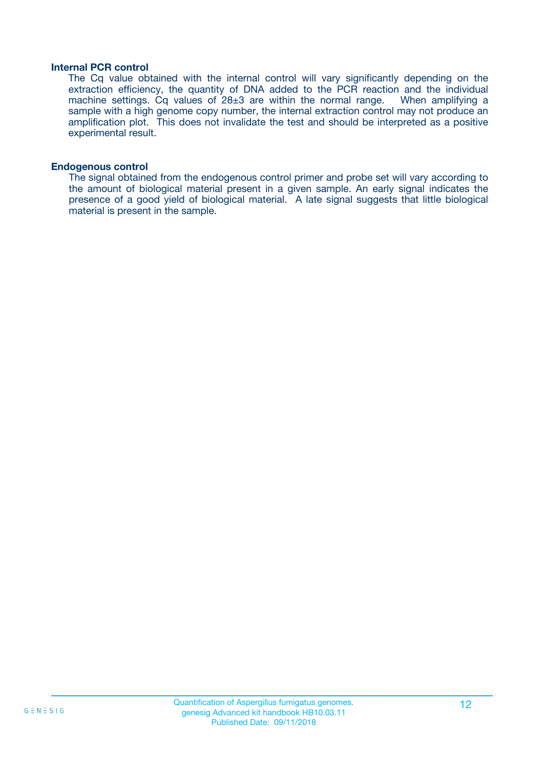### Internal PCR control

The Cq value obtained with the internal control will vary significantly depending on the extraction efficiency, the quantity of DNA added to the PCR reaction and the individual machine settings. Cq values of 28±3 are within the normal range. When amplifying a sample with a high genome copy number, the internal extraction control may not produce an amplification plot. This does not invalidate the test and should be interpreted as a positive experimental result.

### Endogenous control

The signal obtained from the endogenous control primer and probe set will vary according to the amount of biological material present in a given sample. An early signal indicates the presence of a good yield of biological material. A late signal suggests that little biological material is present in the sample.